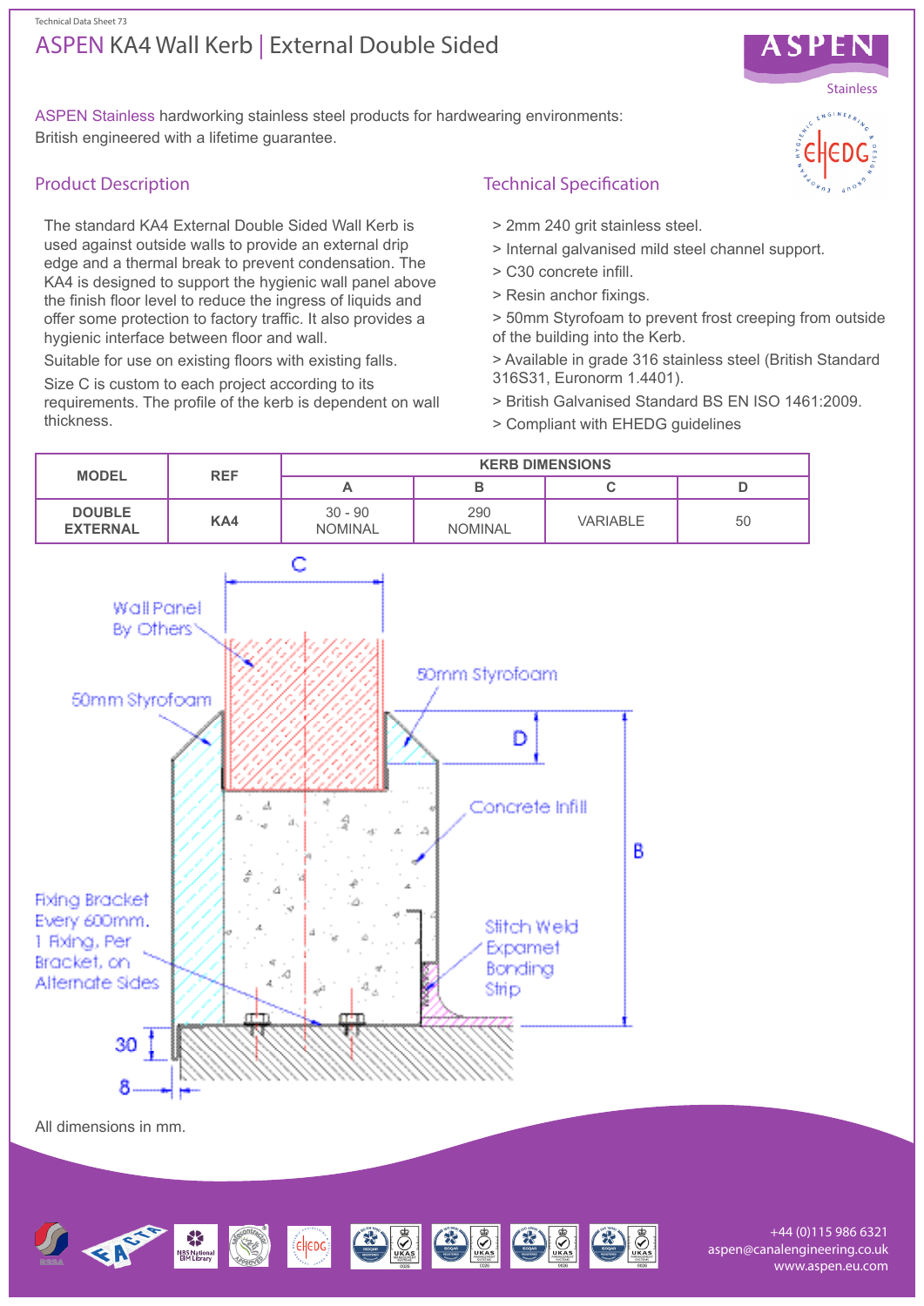Technical Data Sheet 73

# ASPEN KA4 Wall Kerb | External Double Sided

ASPEN Stainless hardworking stainless steel products for hardwearing environments: British engineered with a lifetime guarantee.

## Product Description

The standard KA4 External Double Sided Wall Kerb is used against outside walls to provide an external drip edge and a thermal break to prevent condensation. The KA4 is designed to support the hygienic wall panel above the finish floor level to reduce the ingress of liquids and offer some protection to factory traffic. It also provides a hygienic interface between floor and wall.

Suitable for use on existing floors with existing falls.

Size C is custom to each project according to its requirements. The profile of the kerb is dependent on wall thickness.

## Technical Specification

- > 2mm 240 grit stainless steel.
- > Internal galvanised mild steel channel support.
- > C30 concrete infill.
- > Resin anchor fixings.
- > 50mm Styrofoam to prevent frost creeping from outside of the building into the Kerb.
- > Available in grade 316 stainless steel (British Standard 316S31, Euronorm 1.4401).
- > British Galvanised Standard BS EN ISO 1461:2009.
- > Compliant with EHEDG guidelines

| MODEL | REF | KERB DIMENSIONS | | | |
|---|---|---|---|---|---|
| | | A | B | C | D |
| DOUBLE EXTERNAL | KA4 | 30 - 90 NOMINAL | 290 NOMINAL | VARIABLE | 50 |

C

Wall Panel By Others

50mm Styrofoam

50mm Styrofoam

D

Concrete Infill

B

Fixing Bracket Every 600mm. 1 Fixing, Per Bracket, on Alternate Sides

Stitch Weld Expamet Bonding Strip

30

8

All dimensions in mm.

+44 (0)115 986 6321
aspen@canalengineering.co.uk
www.aspen.eu.com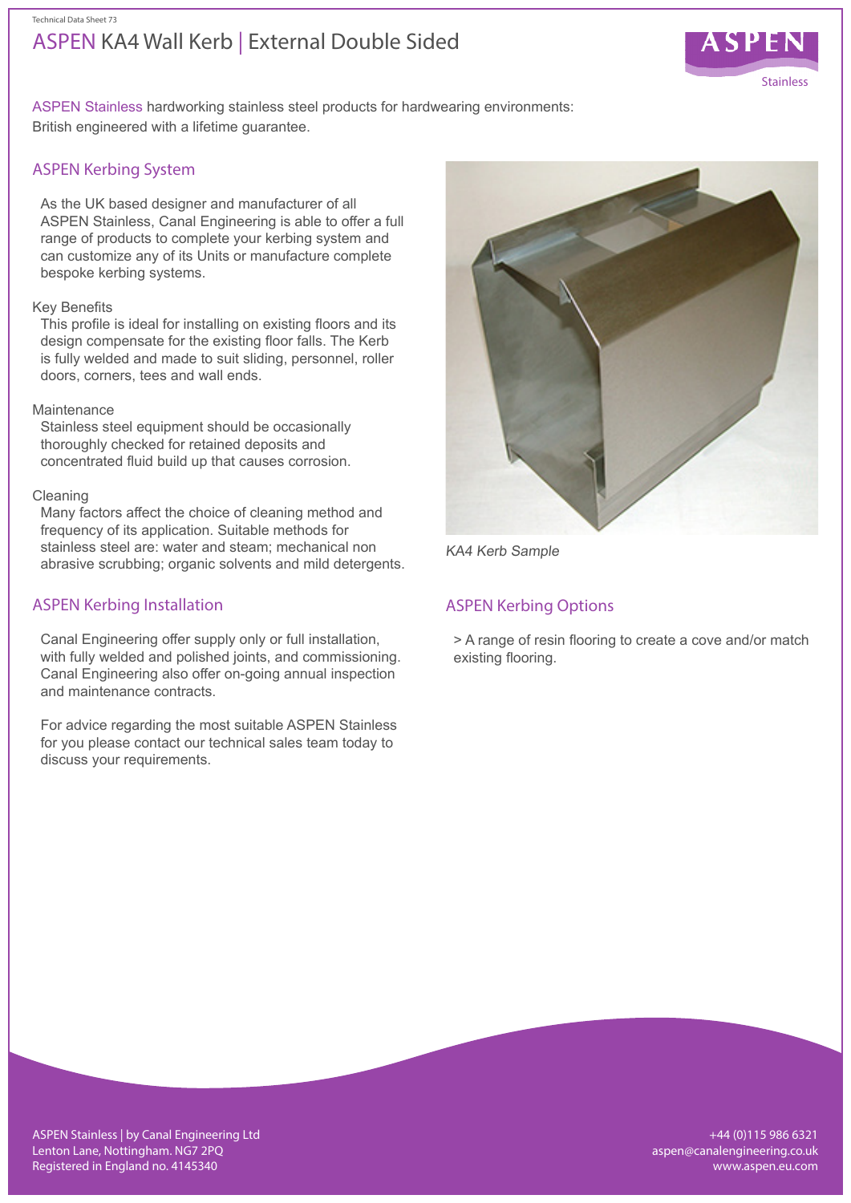Technical Data Sheet 73

# ASPEN KA4 Wall Kerb | External Double Sided

ASPEN Stainless

ASPEN Stainless hardworking stainless steel products for hardwearing environments: British engineered with a lifetime guarantee.

## ASPEN Kerbing System

As the UK based designer and manufacturer of all ASPEN Stainless, Canal Engineering is able to offer a full range of products to complete your kerbing system and can customize any of its Units or manufacture complete bespoke kerbing systems.

Key Benefits

This profile is ideal for installing on existing floors and its design compensate for the existing floor falls. The Kerb is fully welded and made to suit sliding, personnel, roller doors, corners, tees and wall ends.

Maintenance

Stainless steel equipment should be occasionally thoroughly checked for retained deposits and concentrated fluid build up that causes corrosion.

Cleaning

Many factors affect the choice of cleaning method and frequency of its application. Suitable methods for stainless steel are: water and steam; mechanical non abrasive scrubbing; organic solvents and mild detergents.

*KA4 Kerb Sample*

## ASPEN Kerbing Installation

Canal Engineering offer supply only or full installation, with fully welded and polished joints, and commissioning. Canal Engineering also offer on-going annual inspection and maintenance contracts.

For advice regarding the most suitable ASPEN Stainless for you please contact our technical sales team today to discuss your requirements.

## ASPEN Kerbing Options

> A range of resin flooring to create a cove and/or match existing flooring.

ASPEN Stainless | by Canal Engineering Ltd
Lenton Lane, Nottingham. NG7 2PQ
Registered in England no. 4145340

+44 (0)115 986 6321
aspen@canalengineering.co.uk
www.aspen.eu.com